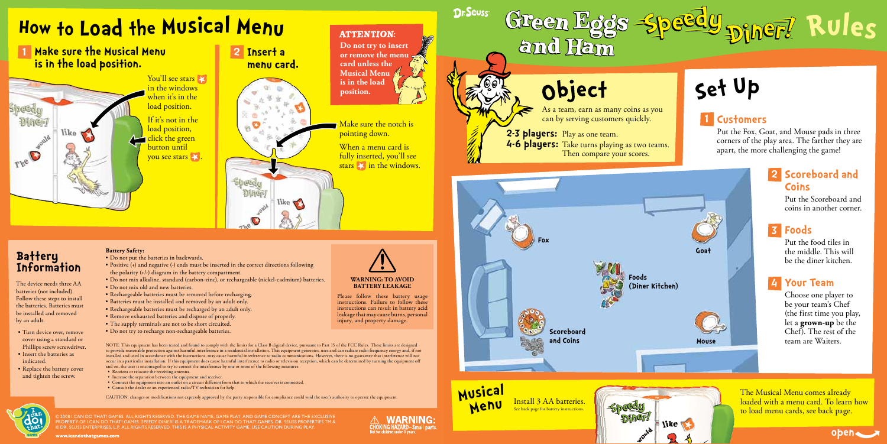# How to Load the Musical Menu

## 1 Make sure the Musical Menu is in the load position.

You'll see stars in the windows when it's in the load position.

If it's not in the load position, click the green button until you see stars.

## 2 Insert a menu card.

**ATTENTION:**
**Do not try to insert or remove the menu card unless the Musical Menu is in the load position.**

Make sure the notch is pointing down.

When a menu card is fully inserted, you'll see stars in the windows.

## Battery Information

The device needs three AA batteries (not included). Follow these steps to install the batteries. Batteries must be installed and removed by an adult.

- Turn device over, remove cover using a standard or Phillips screw screwdriver.
- Insert the batteries as indicated.
- Replace the battery cover and tighten the screw.

**Battery Safety:**

- Do not put the batteries in backwards.
- Positive (+) and negative (-) ends must be inserted in the correct directions following the polarity (+/-) diagram in the battery compartment.
- Do not mix alkaline, standard (carbon-zinc), or rechargeable (nickel-cadmium) batteries.
- Do not mix old and new batteries.
- Rechargeable batteries must be removed before recharging.
- Batteries must be installed and removed by an adult only.
- Rechargeable batteries must be recharged by an adult only.
- Remove exhausted batteries and dispose of properly.
- The supply terminals are not to be short circuited.
- Do not try to recharge non-rechargeable batteries.

**WARNING: TO AVOID BATTERY LEAKAGE**

Please follow these battery usage instructions. Failure to follow these instructions can result in battery acid leakage that may cause burns, personal injury, and property damage.

NOTE: This equipment has been tested and found to comply with the limits for a Class B digital device, pursuant to Part 15 of the FCC Rules. These limits are designed to provide reasonable protection against harmful interference in a residential installation. This equipment generates, uses and can radiate radio frequency energy and, if not installed and used in accordance with the instructions, may cause harmful interference to radio communications. However, there is no guarantee that interference will not occur in a particular installation. If this equipment does cause harmful interference to radio or television reception, which can be determined by turning the equipment off and on, the user is encouraged to try to correct the interference by one or more of the following measures:

- Reorient or relocate the receiving antenna.
- Increase the separation between the equipment and receiver.
- Connect the equipment into an outlet on a circuit different from that to which the receiver is connected.
- Consult the dealer or an experienced radio/TV technician for help.

CAUTION: changes or modifications not expressly approved by the party responsible for compliance could void the user's authority to operate the equipment.

© 2008 I CAN DO THAT! GAMES. ALL RIGHTS RESERVED. THE GAME NAME, GAME PLAY, AND GAME CONCEPT ARE THE EXCLUSIVE PROPERTY OF I CAN DO THAT! GAMES. SPEEDY DINER! IS A TRADEMARK OF I CAN DO THAT! GAMES. DR. SEUSS PROPERTIES TM & © DR. SEUSS ENTERPRISES, L.P. ALL RIGHTS RESERVED. THIS IS A PHYSICAL ACTIVITY GAME. USE CAUTION DURING PLAY.

www.icandothatgames.com

**WARNING: CHOKING HAZARD–Small parts. Not for children under 3 years.**

# Dr. Seuss Green Eggs and Ham Speedy Diner! Rules

## Object

As a team, earn as many coins as you can by serving customers quickly.

**2-3 players:** Play as one team.
**4-6 players:** Take turns playing as two teams. Then compare your scores.

Fox — Goat — Foods (Diner Kitchen) — Scoreboard and Coins — Mouse

## Set Up

### 1 Customers

Put the Fox, Goat, and Mouse pads in three corners of the play area. The farther they are apart, the more challenging the game!

### 2 Scoreboard and Coins

Put the Scoreboard and coins in another corner.

### 3 Foods

Put the food tiles in the middle. This will be the diner kitchen.

### 4 Your Team

Choose one player to be your team's Chef (the first time you play, let a **grown-up** be the Chef). The rest of the team are Waiters.

## Musical Menu

Install 3 AA batteries.
See back page for battery instructions.

The Musical Menu comes already loaded with a menu card. To learn how to load menu cards, see back page.

open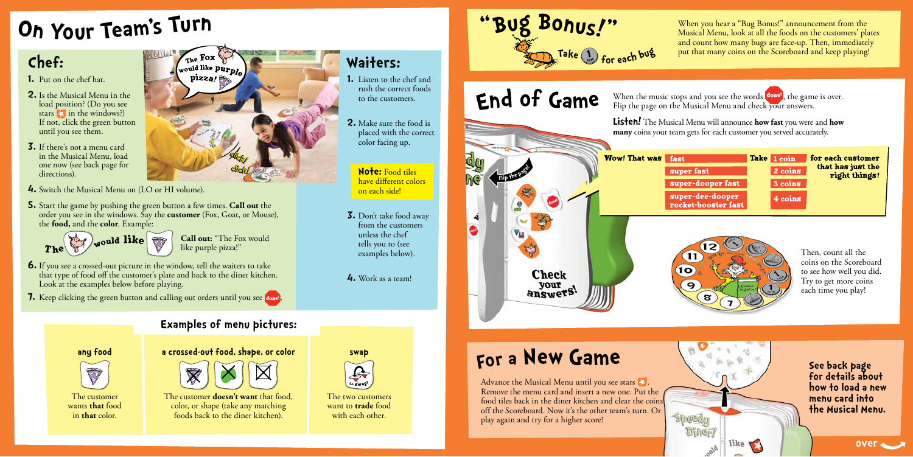# On Your Team's Turn

## Chef:

1. Put on the chef hat.
2. Is the Musical Menu in the load position? (Do you see stars in the windows?) If not, click the green button until you see them.
3. If there's not a menu card in the Musical Menu, load one now (see back page for directions).
4. Switch the Musical Menu on (LO or HI volume).
5. Start the game by pushing the green button a few times. **Call out** the order you see in the windows. Say the **customer** (Fox, Goat, or Mouse), the **food,** and the **color**. Example:

   The [Fox] would like [pizza] — **Call out:** "The Fox would like purple pizza!"

6. If you see a crossed-out picture in the window, tell the waiters to take that type of food off the customer's plate and back to the diner kitchen. Look at the examples below before playing.
7. Keep clicking the green button and calling out orders until you see done!.

## Waiters:

1. Listen to the chef and rush the correct foods to the customers.
2. Make sure the food is placed with the correct color facing up.

**Note:** Food tiles have different colors on each side!

3. Don't take food away from the customers unless the chef tells you to (see examples below).
4. Work as a team!

## Examples of menu pictures:

**any food**

The customer wants **that** food in **that** color.

**a crossed-out food, shape, or color**

The customer **doesn't want** that food, color, or shape (take any matching foods back to the diner kitchen).

**swap**

The two customers want to **trade** food with each other.

# "Bug Bonus!"

Take 1 coin for each bug

When you hear a "Bug Bonus!" announcement from the Musical Menu, look at all the foods on the customers' plates and count how many bugs are face-up. Then, immediately put that many coins on the Scoreboard and keep playing!

# End of Game

When the music stops and you see the words done!, the game is over. Flip the page on the Musical Menu and check your answers.

**Listen!** The Musical Menu will announce **how fast** you were and **how many** coins your team gets for each customer you served accurately.

| Wow! That was | Take | for each customer that has just the right things! |
|---|---|---|
| fast | 1 coin | |
| super fast | 2 coins | |
| super-dooper fast | 3 coins | |
| super-dee-dooper rocket-booster fast | 4 coins | |

Check your answers!

Then, count all the coins on the Scoreboard to see how well you did. Try to get more coins each time you play!

# For a New Game

Advance the Musical Menu until you see stars. Remove the menu card and insert a new one. Put the food tiles back in the diner kitchen and clear the coins off the Scoreboard. Now it's the other team's turn. Or play again and try for a higher score!

See back page for details about how to load a new menu card into the Musical Menu.

over